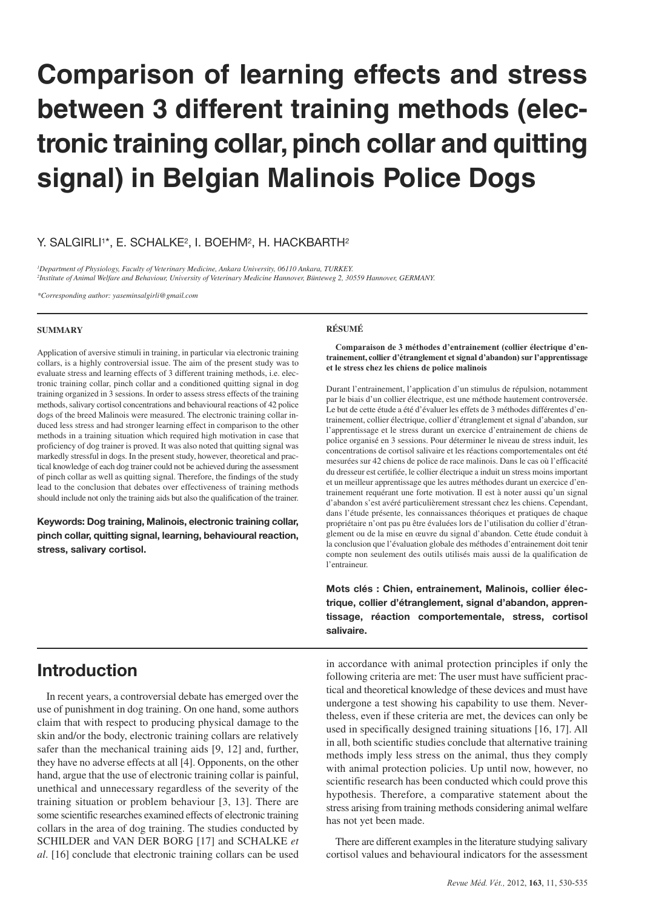# Comparison of learning effects and stress between 3 different training methods (electronic training collar, pinch collar and quitting signal) in Belgian Malinois Police Dogs

Y. SALGIRLI[1]*, E. SCHALKE[2], I. BOEHM[2], H. HACKBARTH[2]

[1]*Department of Physiology, Faculty of Veterinary Medicine, Ankara University, 06110 Ankara, TURKEY.*
[2]*Institute of Animal Welfare and Behaviour, University of Veterinary Medicine Hannover, Bünteweg 2, 30559 Hannover, GERMANY.*

*\*Corresponding author: yaseminsalgirli@gmail.com*

### SUMMARY

Application of aversive stimuli in training, in particular via electronic training collars, is a highly controversial issue. The aim of the present study was to evaluate stress and learning effects of 3 different training methods, i.e. electronic training collar, pinch collar and a conditioned quitting signal in dog training organized in 3 sessions. In order to assess stress effects of the training methods, salivary cortisol concentrations and behavioural reactions of 42 police dogs of the breed Malinois were measured. The electronic training collar induced less stress and had stronger learning effect in comparison to the other methods in a training situation which required high motivation in case that proficiency of dog trainer is proved. It was also noted that quitting signal was markedly stressful in dogs. In the present study, however, theoretical and practical knowledge of each dog trainer could not be achieved during the assessment of pinch collar as well as quitting signal. Therefore, the findings of the study lead to the conclusion that debates over effectiveness of training methods should include not only the training aids but also the qualification of the trainer.

**Keywords: Dog training, Malinois, electronic training collar, pinch collar, quitting signal, learning, behavioural reaction, stress, salivary cortisol.**

### RÉSUMÉ

**Comparaison de 3 méthodes d'entrainement (collier électrique d'entrainement, collier d'étranglement et signal d'abandon) sur l'apprentissage et le stress chez les chiens de police malinois**

Durant l'entrainement, l'application d'un stimulus de répulsion, notamment par le biais d'un collier électrique, est une méthode hautement controversée. Le but de cette étude a été d'évaluer les effets de 3 méthodes différentes d'entrainement, collier électrique, collier d'étranglement et signal d'abandon, sur l'apprentissage et le stress durant un exercice d'entrainement de chiens de police organisé en 3 sessions. Pour déterminer le niveau de stress induit, les concentrations de cortisol salivaire et les réactions comportementales ont été mesurées sur 42 chiens de police de race malinois. Dans le cas où l'efficacité du dresseur est certifiée, le collier électrique a induit un stress moins important et un meilleur apprentissage que les autres méthodes durant un exercice d'entrainement requérant une forte motivation. Il est à noter aussi qu'un signal d'abandon s'est avéré particulièrement stressant chez les chiens. Cependant, dans l'étude présente, les connaissances théoriques et pratiques de chaque propriétaire n'ont pas pu être évaluées lors de l'utilisation du collier d'étranglement ou de la mise en œuvre du signal d'abandon. Cette étude conduit à la conclusion que l'évaluation globale des méthodes d'entrainement doit tenir compte non seulement des outils utilisés mais aussi de la qualification de l'entraineur.

**Mots clés : Chien, entrainement, Malinois, collier électrique, collier d'étranglement, signal d'abandon, apprentissage, réaction comportementale, stress, cortisol salivaire.**

## Introduction

In recent years, a controversial debate has emerged over the use of punishment in dog training. On one hand, some authors claim that with respect to producing physical damage to the skin and/or the body, electronic training collars are relatively safer than the mechanical training aids [9, 12] and, further, they have no adverse effects at all [4]. Opponents, on the other hand, argue that the use of electronic training collar is painful, unethical and unnecessary regardless of the severity of the training situation or problem behaviour [3, 13]. There are some scientific researches examined effects of electronic training collars in the area of dog training. The studies conducted by SCHILDER and VAN DER BORG [17] and SCHALKE *et al*. [16] conclude that electronic training collars can be used in accordance with animal protection principles if only the following criteria are met: The user must have sufficient practical and theoretical knowledge of these devices and must have undergone a test showing his capability to use them. Nevertheless, even if these criteria are met, the devices can only be used in specifically designed training situations [16, 17]. All in all, both scientific studies conclude that alternative training methods imply less stress on the animal, thus they comply with animal protection policies. Up until now, however, no scientific research has been conducted which could prove this hypothesis. Therefore, a comparative statement about the stress arising from training methods considering animal welfare has not yet been made.

There are different examples in the literature studying salivary cortisol values and behavioural indicators for the assessment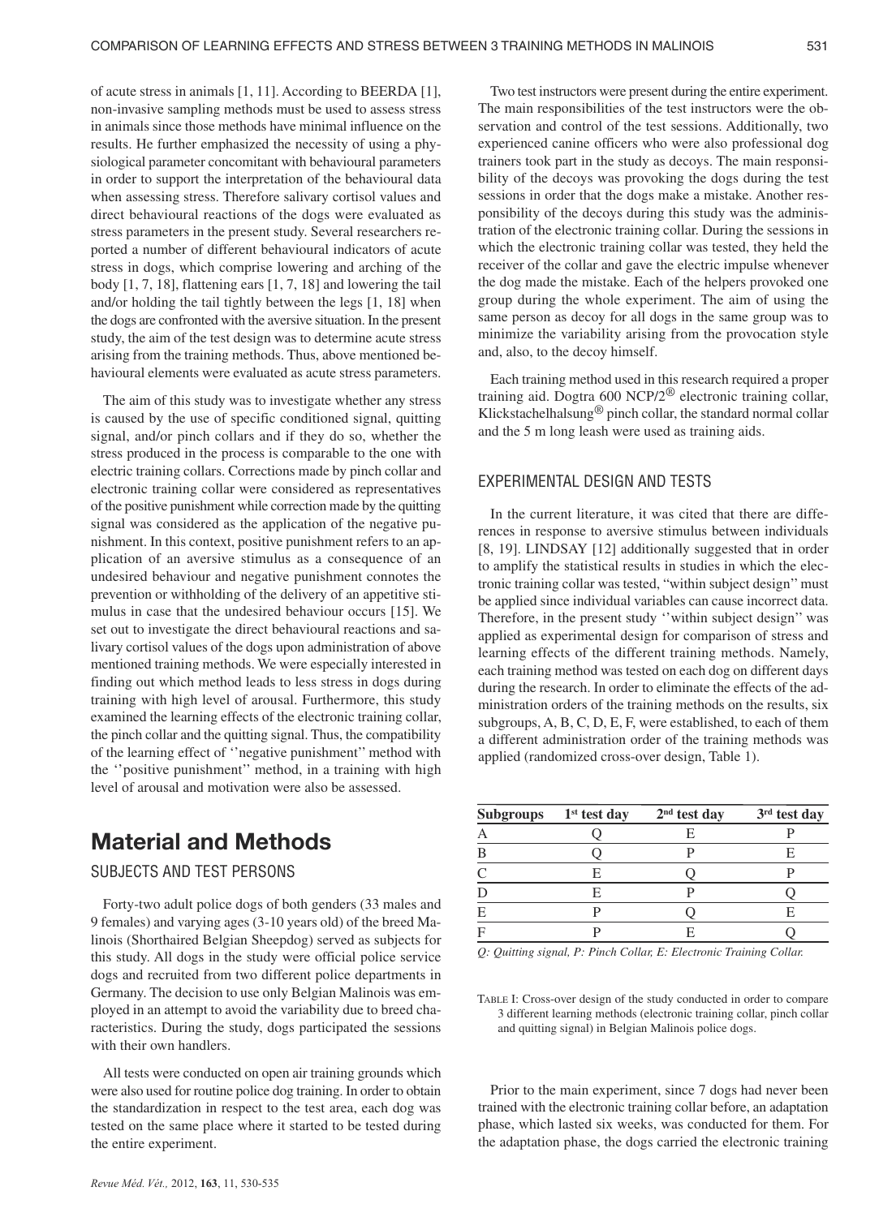of acute stress in animals [1, 11]. According to BEERDA [1], non-invasive sampling methods must be used to assess stress in animals since those methods have minimal influence on the results. He further emphasized the necessity of using a physiological parameter concomitant with behavioural parameters in order to support the interpretation of the behavioural data when assessing stress. Therefore salivary cortisol values and direct behavioural reactions of the dogs were evaluated as stress parameters in the present study. Several researchers reported a number of different behavioural indicators of acute stress in dogs, which comprise lowering and arching of the body [1, 7, 18], flattening ears [1, 7, 18] and lowering the tail and/or holding the tail tightly between the legs [1, 18] when the dogs are confronted with the aversive situation. In the present study, the aim of the test design was to determine acute stress arising from the training methods. Thus, above mentioned behavioural elements were evaluated as acute stress parameters.

The aim of this study was to investigate whether any stress is caused by the use of specific conditioned signal, quitting signal, and/or pinch collars and if they do so, whether the stress produced in the process is comparable to the one with electric training collars. Corrections made by pinch collar and electronic training collar were considered as representatives of the positive punishment while correction made by the quitting signal was considered as the application of the negative punishment. In this context, positive punishment refers to an application of an aversive stimulus as a consequence of an undesired behaviour and negative punishment connotes the prevention or withholding of the delivery of an appetitive stimulus in case that the undesired behaviour occurs [15]. We set out to investigate the direct behavioural reactions and salivary cortisol values of the dogs upon administration of above mentioned training methods. We were especially interested in finding out which method leads to less stress in dogs during training with high level of arousal. Furthermore, this study examined the learning effects of the electronic training collar, the pinch collar and the quitting signal. Thus, the compatibility of the learning effect of ''negative punishment'' method with the ''positive punishment'' method, in a training with high level of arousal and motivation were also be assessed.

# Material and Methods

## SUBJECTS AND TEST PERSONS

Forty-two adult police dogs of both genders (33 males and 9 females) and varying ages (3-10 years old) of the breed Malinois (Shorthaired Belgian Sheepdog) served as subjects for this study. All dogs in the study were official police service dogs and recruited from two different police departments in Germany. The decision to use only Belgian Malinois was employed in an attempt to avoid the variability due to breed characteristics. During the study, dogs participated the sessions with their own handlers.

All tests were conducted on open air training grounds which were also used for routine police dog training. In order to obtain the standardization in respect to the test area, each dog was tested on the same place where it started to be tested during the entire experiment.

Two test instructors were present during the entire experiment. The main responsibilities of the test instructors were the observation and control of the test sessions. Additionally, two experienced canine officers who were also professional dog trainers took part in the study as decoys. The main responsibility of the decoys was provoking the dogs during the test sessions in order that the dogs make a mistake. Another responsibility of the decoys during this study was the administration of the electronic training collar. During the sessions in which the electronic training collar was tested, they held the receiver of the collar and gave the electric impulse whenever the dog made the mistake. Each of the helpers provoked one group during the whole experiment. The aim of using the same person as decoy for all dogs in the same group was to minimize the variability arising from the provocation style and, also, to the decoy himself.

Each training method used in this research required a proper training aid. Dogtra 600 NCP/2® electronic training collar, Klickstachelhalsung® pinch collar, the standard normal collar and the 5 m long leash were used as training aids.

## EXPERIMENTAL DESIGN AND TESTS

In the current literature, it was cited that there are differences in response to aversive stimulus between individuals [8, 19]. LINDSAY [12] additionally suggested that in order to amplify the statistical results in studies in which the electronic training collar was tested, ''within subject design'' must be applied since individual variables can cause incorrect data. Therefore, in the present study ''within subject design'' was applied as experimental design for comparison of stress and learning effects of the different training methods. Namely, each training method was tested on each dog on different days during the research. In order to eliminate the effects of the administration orders of the training methods on the results, six subgroups, A, B, C, D, E, F, were established, to each of them a different administration order of the training methods was applied (randomized cross-over design, Table 1).

| Subgroups | 1st test day | 2nd test day | 3rd test day |
|---|---|---|---|
| A | Q | E | P |
| B | Q | P | E |
| C | E | Q | P |
| D | E | P | Q |
| E | P | Q | E |
| F | P | E | Q |

*Q: Quitting signal, P: Pinch Collar, E: Electronic Training Collar.*

TABLE I: Cross-over design of the study conducted in order to compare 3 different learning methods (electronic training collar, pinch collar and quitting signal) in Belgian Malinois police dogs.

Prior to the main experiment, since 7 dogs had never been trained with the electronic training collar before, an adaptation phase, which lasted six weeks, was conducted for them. For the adaptation phase, the dogs carried the electronic training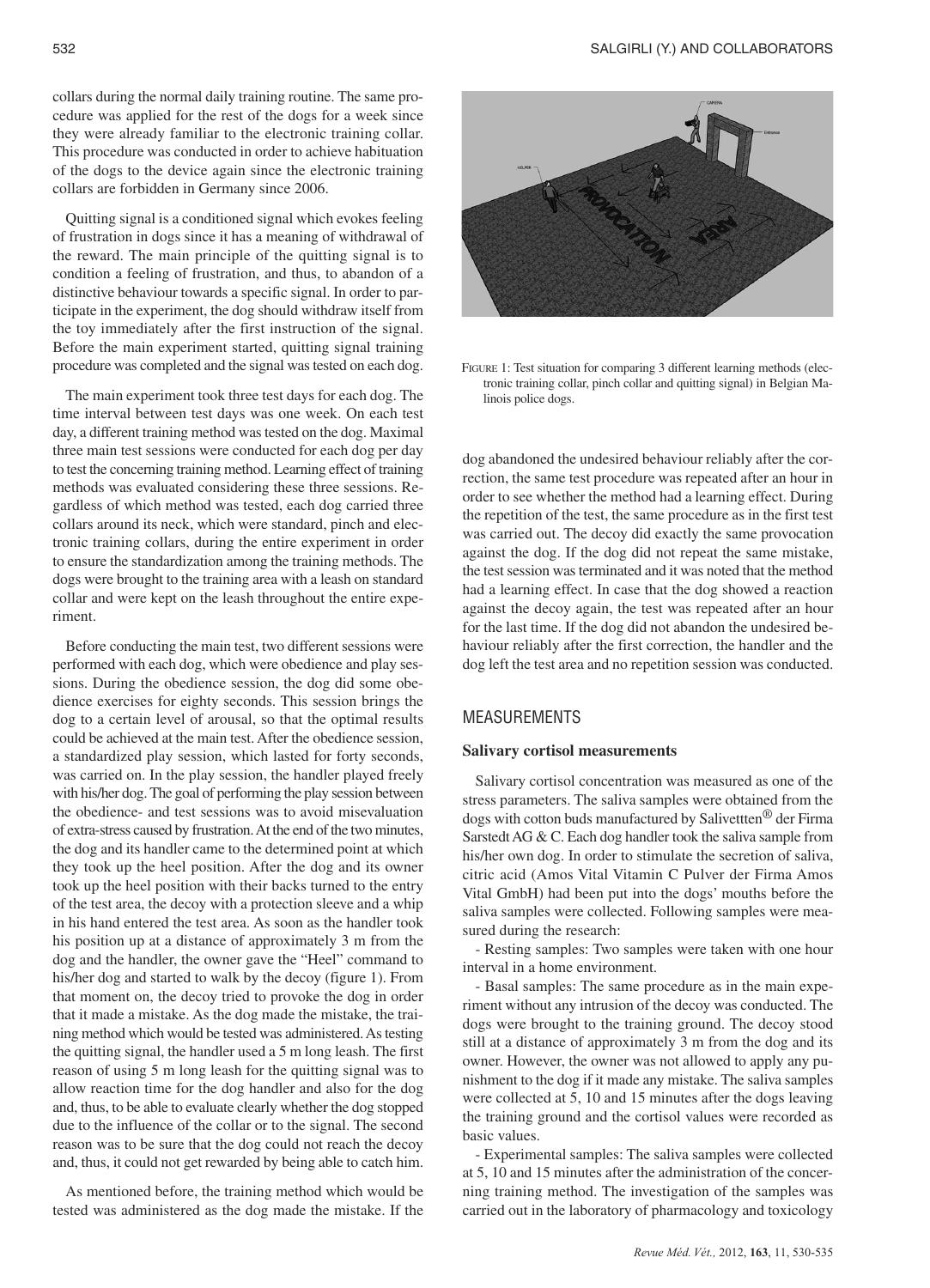collars during the normal daily training routine. The same procedure was applied for the rest of the dogs for a week since they were already familiar to the electronic training collar. This procedure was conducted in order to achieve habituation of the dogs to the device again since the electronic training collars are forbidden in Germany since 2006.

Quitting signal is a conditioned signal which evokes feeling of frustration in dogs since it has a meaning of withdrawal of the reward. The main principle of the quitting signal is to condition a feeling of frustration, and thus, to abandon of a distinctive behaviour towards a specific signal. In order to participate in the experiment, the dog should withdraw itself from the toy immediately after the first instruction of the signal. Before the main experiment started, quitting signal training procedure was completed and the signal was tested on each dog.

The main experiment took three test days for each dog. The time interval between test days was one week. On each test day, a different training method was tested on the dog. Maximal three main test sessions were conducted for each dog per day to test the concerning training method. Learning effect of training methods was evaluated considering these three sessions. Regardless of which method was tested, each dog carried three collars around its neck, which were standard, pinch and electronic training collars, during the entire experiment in order to ensure the standardization among the training methods. The dogs were brought to the training area with a leash on standard collar and were kept on the leash throughout the entire experiment.

Before conducting the main test, two different sessions were performed with each dog, which were obedience and play sessions. During the obedience session, the dog did some obedience exercises for eighty seconds. This session brings the dog to a certain level of arousal, so that the optimal results could be achieved at the main test. After the obedience session, a standardized play session, which lasted for forty seconds, was carried on. In the play session, the handler played freely with his/her dog. The goal of performing the play session between the obedience- and test sessions was to avoid misevaluation of extra-stress caused by frustration. At the end of the two minutes, the dog and its handler came to the determined point at which they took up the heel position. After the dog and its owner took up the heel position with their backs turned to the entry of the test area, the decoy with a protection sleeve and a whip in his hand entered the test area. As soon as the handler took his position up at a distance of approximately 3 m from the dog and the handler, the owner gave the "Heel" command to his/her dog and started to walk by the decoy (figure 1). From that moment on, the decoy tried to provoke the dog in order that it made a mistake. As the dog made the mistake, the training method which would be tested was administered. As testing the quitting signal, the handler used a 5 m long leash. The first reason of using 5 m long leash for the quitting signal was to allow reaction time for the dog handler and also for the dog and, thus, to be able to evaluate clearly whether the dog stopped due to the influence of the collar or to the signal. The second reason was to be sure that the dog could not reach the decoy and, thus, it could not get rewarded by being able to catch him.

As mentioned before, the training method which would be tested was administered as the dog made the mistake. If the dog abandoned the undesired behaviour reliably after the correction, the same test procedure was repeated after an hour in order to see whether the method had a learning effect. During the repetition of the test, the same procedure as in the first test was carried out. The decoy did exactly the same provocation against the dog. If the dog did not repeat the same mistake, the test session was terminated and it was noted that the method had a learning effect. In case that the dog showed a reaction against the decoy again, the test was repeated after an hour for the last time. If the dog did not abandon the undesired behaviour reliably after the first correction, the handler and the dog left the test area and no repetition session was conducted.

FIGURE 1: Test situation for comparing 3 different learning methods (electronic training collar, pinch collar and quitting signal) in Belgian Malinois police dogs.

## MEASUREMENTS

### Salivary cortisol measurements

Salivary cortisol concentration was measured as one of the stress parameters. The saliva samples were obtained from the dogs with cotton buds manufactured by Salivettten® der Firma Sarstedt AG & C. Each dog handler took the saliva sample from his/her own dog. In order to stimulate the secretion of saliva, citric acid (Amos Vital Vitamin C Pulver der Firma Amos Vital GmbH) had been put into the dogs' mouths before the saliva samples were collected. Following samples were measured during the research:

- Resting samples: Two samples were taken with one hour interval in a home environment.

- Basal samples: The same procedure as in the main experiment without any intrusion of the decoy was conducted. The dogs were brought to the training ground. The decoy stood still at a distance of approximately 3 m from the dog and its owner. However, the owner was not allowed to apply any punishment to the dog if it made any mistake. The saliva samples were collected at 5, 10 and 15 minutes after the dogs leaving the training ground and the cortisol values were recorded as basic values.

- Experimental samples: The saliva samples were collected at 5, 10 and 15 minutes after the administration of the concerning training method. The investigation of the samples was carried out in the laboratory of pharmacology and toxicology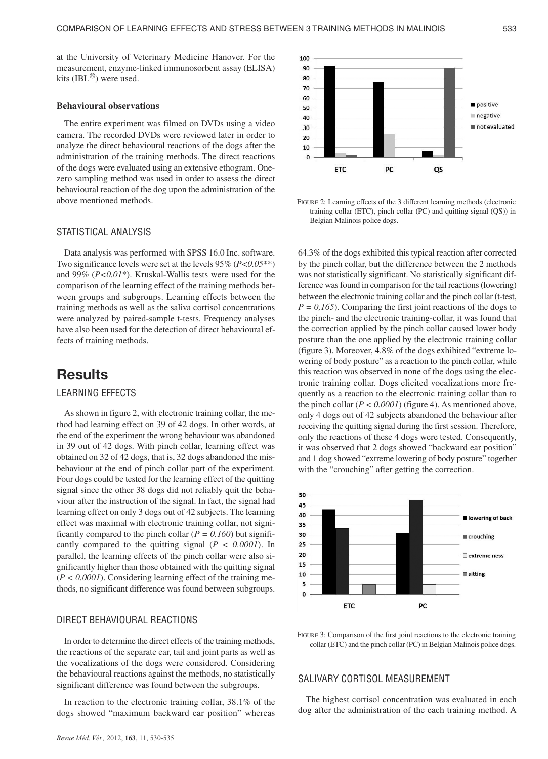at the University of Veterinary Medicine Hanover. For the measurement, enzyme-linked immunosorbent assay (ELISA) kits (IBL®) were used.

### Behavioural observations

The entire experiment was filmed on DVDs using a video camera. The recorded DVDs were reviewed later in order to analyze the direct behavioural reactions of the dogs after the administration of the training methods. The direct reactions of the dogs were evaluated using an extensive ethogram. One-zero sampling method was used in order to assess the direct behavioural reaction of the dog upon the administration of the above mentioned methods.

## STATISTICAL ANALYSIS

Data analysis was performed with SPSS 16.0 Inc. software. Two significance levels were set at the levels 95% (*P<0.05*\*\*) and 99% (*P<0.01*\*). Kruskal-Wallis tests were used for the comparison of the learning effect of the training methods between groups and subgroups. Learning effects between the training methods as well as the saliva cortisol concentrations were analyzed by paired-sample t-tests. Frequency analyses have also been used for the detection of direct behavioural effects of training methods.

# Results

## LEARNING EFFECTS

As shown in figure 2, with electronic training collar, the method had learning effect on 39 of 42 dogs. In other words, at the end of the experiment the wrong behaviour was abandoned in 39 out of 42 dogs. With pinch collar, learning effect was obtained on 32 of 42 dogs, that is, 32 dogs abandoned the misbehaviour at the end of pinch collar part of the experiment. Four dogs could be tested for the learning effect of the quitting signal since the other 38 dogs did not reliably quit the behaviour after the instruction of the signal. In fact, the signal had learning effect on only 3 dogs out of 42 subjects. The learning effect was maximal with electronic training collar, not significantly compared to the pinch collar ($P = 0.160$) but significantly compared to the quitting signal ($P < 0.0001$). In parallel, the learning effects of the pinch collar were also significantly higher than those obtained with the quitting signal ($P < 0.0001$). Considering learning effect of the training methods, no significant difference was found between subgroups.

FIGURE 2: Learning effects of the 3 different learning methods (electronic training collar (ETC), pinch collar (PC) and quitting signal (QS)) in Belgian Malinois police dogs.

## DIRECT BEHAVIOURAL REACTIONS

In order to determine the direct effects of the training methods, the reactions of the separate ear, tail and joint parts as well as the vocalizations of the dogs were considered. Considering the behavioural reactions against the methods, no statistically significant difference was found between the subgroups.

In reaction to the electronic training collar, 38.1% of the dogs showed "maximum backward ear position" whereas 64.3% of the dogs exhibited this typical reaction after corrected by the pinch collar, but the difference between the 2 methods was not statistically significant. No statistically significant difference was found in comparison for the tail reactions (lowering) between the electronic training collar and the pinch collar (t-test, $P = 0,165$). Comparing the first joint reactions of the dogs to the pinch- and the electronic training-collar, it was found that the correction applied by the pinch collar caused lower body posture than the one applied by the electronic training collar (figure 3). Moreover, 4.8% of the dogs exhibited "extreme lowering of body posture" as a reaction to the pinch collar, while this reaction was observed in none of the dogs using the electronic training collar. Dogs elicited vocalizations more frequently as a reaction to the electronic training collar than to the pinch collar ($P < 0.0001$) (figure 4). As mentioned above, only 4 dogs out of 42 subjects abandoned the behaviour after receiving the quitting signal during the first session. Therefore, only the reactions of these 4 dogs were tested. Consequently, it was observed that 2 dogs showed "backward ear position" and 1 dog showed "extreme lowering of body posture" together with the "crouching" after getting the correction.

FIGURE 3: Comparison of the first joint reactions to the electronic training collar (ETC) and the pinch collar (PC) in Belgian Malinois police dogs.

## SALIVARY CORTISOL MEASUREMENT

The highest cortisol concentration was evaluated in each dog after the administration of the each training method. A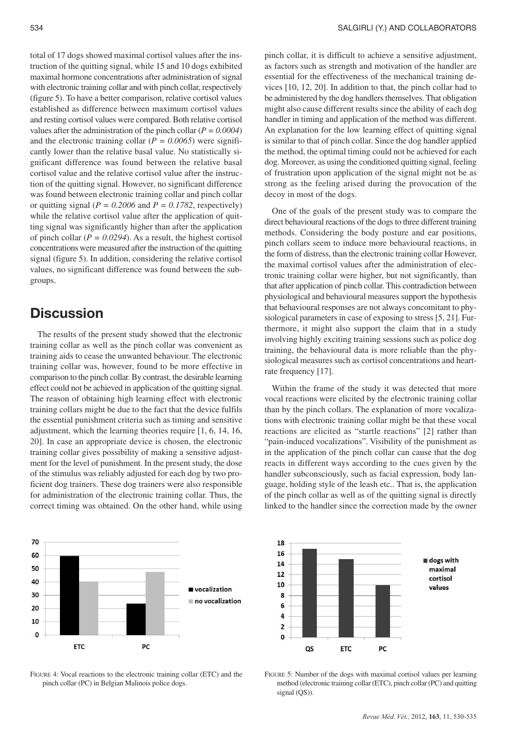total of 17 dogs showed maximal cortisol values after the instruction of the quitting signal, while 15 and 10 dogs exhibited maximal hormone concentrations after administration of signal with electronic training collar and with pinch collar, respectively (figure 5). To have a better comparison, relative cortisol values established as difference between maximum cortisol values and resting cortisol values were compared. Both relative cortisol values after the administration of the pinch collar ($P = 0.0004$) and the electronic training collar ($P = 0.0065$) were significantly lower than the relative basal value. No statistically significant difference was found between the relative basal cortisol value and the relative cortisol value after the instruction of the quitting signal. However, no significant difference was found between electronic training collar and pinch collar or quitting signal ($P = 0.2006$ and $P = 0.1782$, respectively) while the relative cortisol value after the application of quitting signal was significantly higher than after the application of pinch collar ($P = 0.0294$). As a result, the highest cortisol concentrations were measured after the instruction of the quitting signal (figure 5). In addition, considering the relative cortisol values, no significant difference was found between the subgroups.

## Discussion

The results of the present study showed that the electronic training collar as well as the pinch collar was convenient as training aids to cease the unwanted behaviour. The electronic training collar was, however, found to be more effective in comparison to the pinch collar. By contrast, the desirable learning effect could not be achieved in application of the quitting signal. The reason of obtaining high learning effect with electronic training collars might be due to the fact that the device fulfils the essential punishment criteria such as timing and sensitive adjustment, which the learning theories require [1, 6, 14, 16, 20]. In case an appropriate device is chosen, the electronic training collar gives possibility of making a sensitive adjustment for the level of punishment. In the present study, the dose of the stimulus was reliably adjusted for each dog by two proficient dog trainers. These dog trainers were also responsible for administration of the electronic training collar. Thus, the correct timing was obtained. On the other hand, while using pinch collar, it is difficult to achieve a sensitive adjustment, as factors such as strength and motivation of the handler are essential for the effectiveness of the mechanical training devices [10, 12, 20]. In addition to that, the pinch collar had to be administered by the dog handlers themselves. That obligation might also cause different results since the ability of each dog handler in timing and application of the method was different. An explanation for the low learning effect of quitting signal is similar to that of pinch collar. Since the dog handler applied the method, the optimal timing could not be achieved for each dog. Moreover, as using the conditioned quitting signal, feeling of frustration upon application of the signal might not be as strong as the feeling arised during the provocation of the decoy in most of the dogs.

One of the goals of the present study was to compare the direct behavioural reactions of the dogs to three different training methods. Considering the body posture and ear positions, pinch collars seem to induce more behavioural reactions, in the form of distress, than the electronic training collar However, the maximal cortisol values after the administration of electronic training collar were higher, but not significantly, than that after application of pinch collar. This contradiction between physiological and behavioural measures support the hypothesis that behavioural responses are not always concomitant to physiological parameters in case of exposing to stress [5, 21]. Furthermore, it might also support the claim that in a study involving highly exciting training sessions such as police dog training, the behavioural data is more reliable than the physiological measures such as cortisol concentrations and heart-rate frequency [17].

Within the frame of the study it was detected that more vocal reactions were elicited by the electronic training collar than by the pinch collars. The explanation of more vocalizations with electronic training collar might be that these vocal reactions are elicited as "startle reactions" [2] rather than "pain-induced vocalizations". Visibility of the punishment as in the application of the pinch collar can cause that the dog reacts in different ways according to the cues given by the handler subconsciously, such as facial expression, body language, holding style of the leash etc.. That is, the application of the pinch collar as well as of the quitting signal is directly linked to the handler since the correction made by the owner

FIGURE 4: Vocal reactions to the electronic training collar (ETC) and the pinch collar (PC) in Belgian Malinois police dogs.

FIGURE 5: Number of the dogs with maximal cortisol values per learning method (electronic training collar (ETC), pinch collar (PC) and quitting signal (QS)).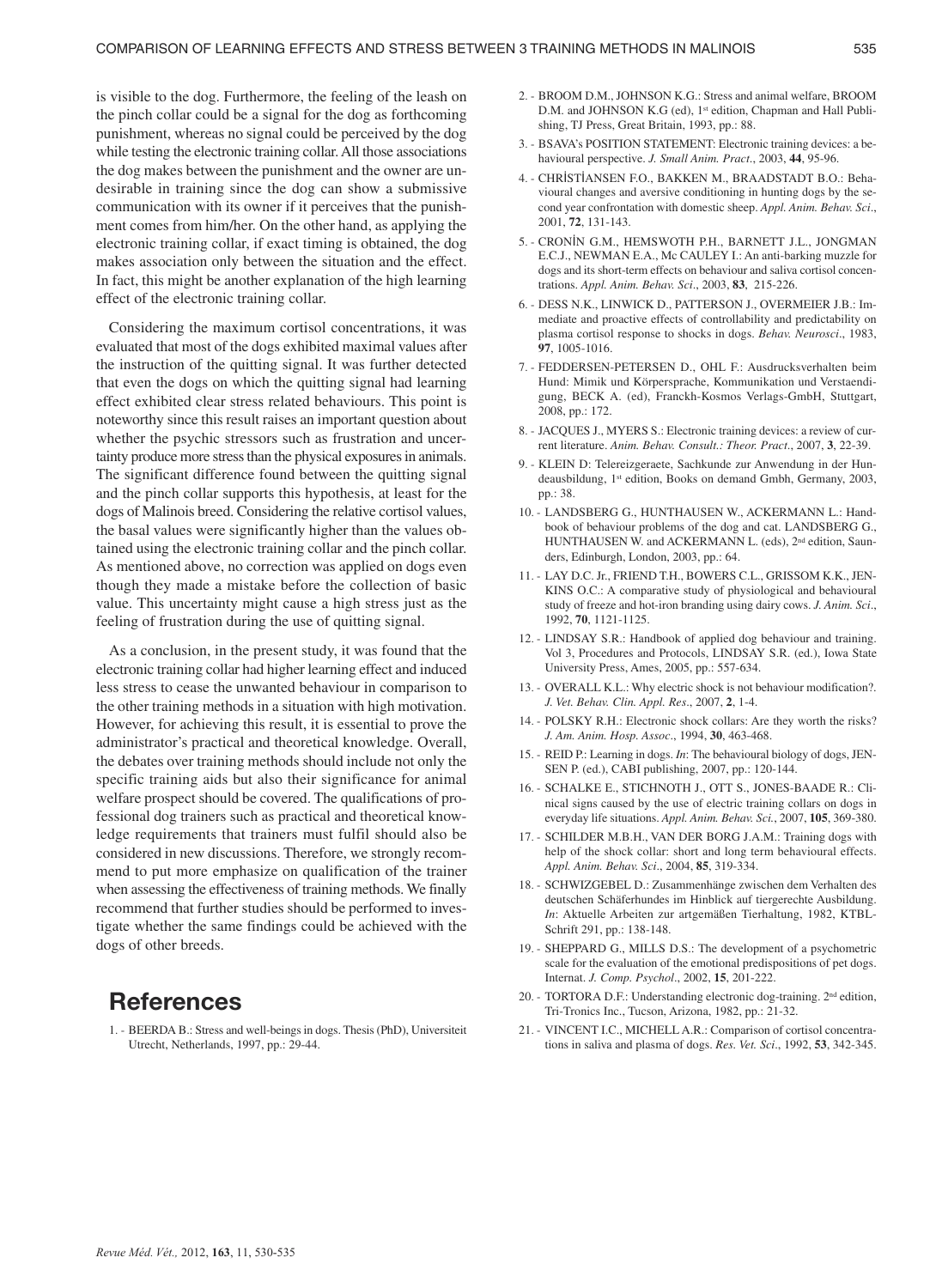is visible to the dog. Furthermore, the feeling of the leash on the pinch collar could be a signal for the dog as forthcoming punishment, whereas no signal could be perceived by the dog while testing the electronic training collar. All those associations the dog makes between the punishment and the owner are undesirable in training since the dog can show a submissive communication with its owner if it perceives that the punishment comes from him/her. On the other hand, as applying the electronic training collar, if exact timing is obtained, the dog makes association only between the situation and the effect. In fact, this might be another explanation of the high learning effect of the electronic training collar.

Considering the maximum cortisol concentrations, it was evaluated that most of the dogs exhibited maximal values after the instruction of the quitting signal. It was further detected that even the dogs on which the quitting signal had learning effect exhibited clear stress related behaviours. This point is noteworthy since this result raises an important question about whether the psychic stressors such as frustration and uncertainty produce more stress than the physical exposures in animals. The significant difference found between the quitting signal and the pinch collar supports this hypothesis, at least for the dogs of Malinois breed. Considering the relative cortisol values, the basal values were significantly higher than the values obtained using the electronic training collar and the pinch collar. As mentioned above, no correction was applied on dogs even though they made a mistake before the collection of basic value. This uncertainty might cause a high stress just as the feeling of frustration during the use of quitting signal.

As a conclusion, in the present study, it was found that the electronic training collar had higher learning effect and induced less stress to cease the unwanted behaviour in comparison to the other training methods in a situation with high motivation. However, for achieving this result, it is essential to prove the administrator's practical and theoretical knowledge. Overall, the debates over training methods should include not only the specific training aids but also their significance for animal welfare prospect should be covered. The qualifications of professional dog trainers such as practical and theoretical knowledge requirements that trainers must fulfil should also be considered in new discussions. Therefore, we strongly recommend to put more emphasize on qualification of the trainer when assessing the effectiveness of training methods. We finally recommend that further studies should be performed to investigate whether the same findings could be achieved with the dogs of other breeds.

# References

1. - BEERDA B.: Stress and well-beings in dogs. Thesis (PhD), Universiteit Utrecht, Netherlands, 1997, pp.: 29-44.
2. - BROOM D.M., JOHNSON K.G.: Stress and animal welfare, BROOM D.M. and JOHNSON K.G (ed), 1st edition, Chapman and Hall Publishing, TJ Press, Great Britain, 1993, pp.: 88.
3. - BSAVA's POSITION STATEMENT: Electronic training devices: a behavioural perspective. *J. Small Anim. Pract.*, 2003, **44**, 95-96.
4. - CHRİSTİANSEN F.O., BAKKEN M., BRAADSTADT B.O.: Behavioural changes and aversive conditioning in hunting dogs by the second year confrontation with domestic sheep. *Appl. Anim. Behav. Sci.*, 2001, **72**, 131-143.
5. - CRONİN G.M., HEMSWOTH P.H., BARNETT J.L., JONGMAN E.C.J., NEWMAN E.A., Mc CAULEY I.: An anti-barking muzzle for dogs and its short-term effects on behaviour and saliva cortisol concentrations. *Appl. Anim. Behav. Sci.*, 2003, **83**, 215-226.
6. - DESS N.K., LINWICK D., PATTERSON J., OVERMEIER J.B.: Immediate and proactive effects of controllability and predictability on plasma cortisol response to shocks in dogs. *Behav. Neurosci.*, 1983, **97**, 1005-1016.
7. - FEDDERSEN-PETERSEN D., OHL F.: Ausdrucksverhalten beim Hund: Mimik und Körpersprache, Kommunikation und Verstaendigung, BECK A. (ed), Franckh-Kosmos Verlags-GmbH, Stuttgart, 2008, pp.: 172.
8. - JACQUES J., MYERS S.: Electronic training devices: a review of current literature. *Anim. Behav. Consult.: Theor. Pract.*, 2007, **3**, 22-39.
9. - KLEIN D: Telereizgeraete, Sachkunde zur Anwendung in der Hundeausbildung, 1st edition, Books on demand Gmbh, Germany, 2003, pp.: 38.
10. - LANDSBERG G., HUNTHAUSEN W., ACKERMANN L.: Handbook of behaviour problems of the dog and cat. LANDSBERG G., HUNTHAUSEN W. and ACKERMANN L. (eds), 2nd edition, Saunders, Edinburgh, London, 2003, pp.: 64.
11. - LAY D.C. Jr., FRIEND T.H., BOWERS C.L., GRISSOM K.K., JENKINS O.C.: A comparative study of physiological and behavioural study of freeze and hot-iron branding using dairy cows. *J. Anim. Sci.*, 1992, **70**, 1121-1125.
12. - LINDSAY S.R.: Handbook of applied dog behaviour and training. Vol 3, Procedures and Protocols, LINDSAY S.R. (ed.), Iowa State University Press, Ames, 2005, pp.: 557-634.
13. - OVERALL K.L.: Why electric shock is not behaviour modification?. *J. Vet. Behav. Clin. Appl. Res.*, 2007, **2**, 1-4.
14. - POLSKY R.H.: Electronic shock collars: Are they worth the risks? *J. Am. Anim. Hosp. Assoc.*, 1994, **30**, 463-468.
15. - REID P.: Learning in dogs. *In*: The behavioural biology of dogs, JENSEN P. (ed.), CABI publishing, 2007, pp.: 120-144.
16. - SCHALKE E., STICHNOTH J., OTT S., JONES-BAADE R.: Clinical signs caused by the use of electric training collars on dogs in everyday life situations. *Appl. Anim. Behav. Sci.*, 2007, **105**, 369-380.
17. - SCHILDER M.B.H., VAN DER BORG J.A.M.: Training dogs with help of the shock collar: short and long term behavioural effects. *Appl. Anim. Behav. Sci.*, 2004, **85**, 319-334.
18. - SCHWIZGEBEL D.: Zusammenhänge zwischen dem Verhalten des deutschen Schäferhundes im Hinblick auf tiergerechte Ausbildung. *In*: Aktuelle Arbeiten zur artgemäßen Tierhaltung, 1982, KTBL-Schrift 291, pp.: 138-148.
19. - SHEPPARD G., MILLS D.S.: The development of a psychometric scale for the evaluation of the emotional predispositions of pet dogs. Internat. *J. Comp. Psychol.*, 2002, **15**, 201-222.
20. - TORTORA D.F.: Understanding electronic dog-training. 2nd edition, Tri-Tronics Inc., Tucson, Arizona, 1982, pp.: 21-32.
21. - VINCENT I.C., MICHELL A.R.: Comparison of cortisol concentrations in saliva and plasma of dogs. *Res. Vet. Sci.*, 1992, **53**, 342-345.